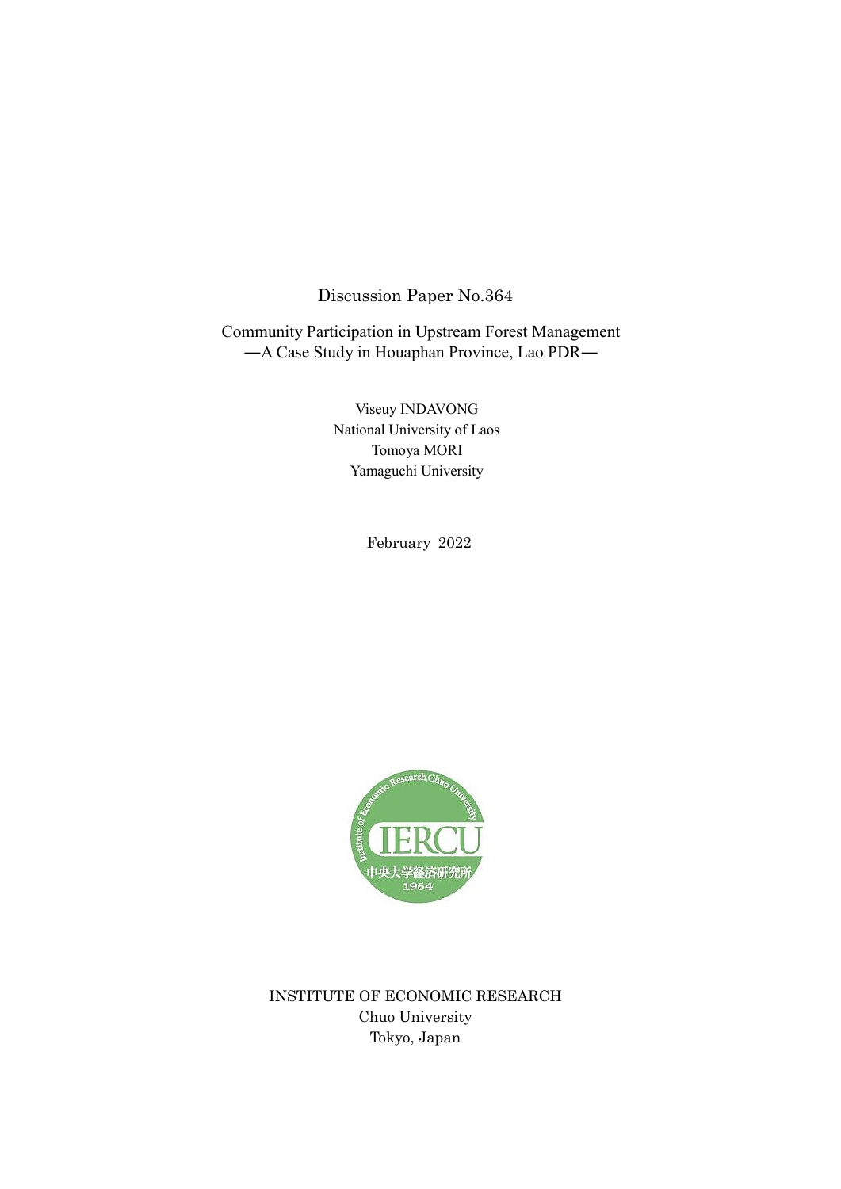Discussion Paper No.364

# Community Participation in Upstream Forest Management
## —A Case Study in Houaphan Province, Lao PDR—

Viseuy INDAVONG
National University of Laos
Tomoya MORI
Yamaguchi University

February 2022

INSTITUTE OF ECONOMIC RESEARCH
Chuo University
Tokyo, Japan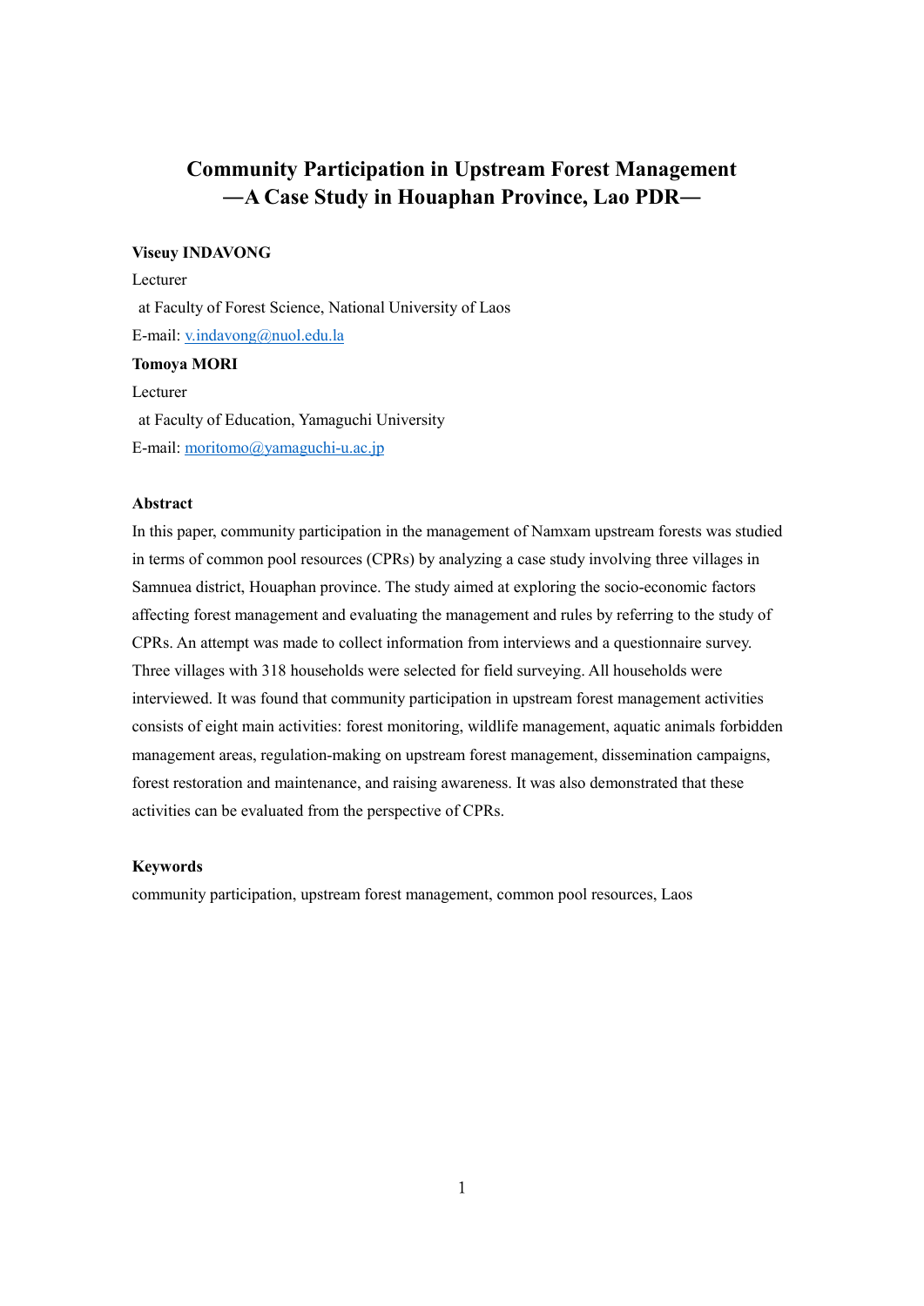# Community Participation in Upstream Forest Management —A Case Study in Houaphan Province, Lao PDR—

**Viseuy INDAVONG**

Lecturer

at Faculty of Forest Science, National University of Laos

E-mail: v.indavong@nuol.edu.la

**Tomoya MORI**

Lecturer

at Faculty of Education, Yamaguchi University

E-mail: moritomo@yamaguchi-u.ac.jp

### Abstract

In this paper, community participation in the management of Namxam upstream forests was studied in terms of common pool resources (CPRs) by analyzing a case study involving three villages in Samnuea district, Houaphan province. The study aimed at exploring the socio-economic factors affecting forest management and evaluating the management and rules by referring to the study of CPRs. An attempt was made to collect information from interviews and a questionnaire survey. Three villages with 318 households were selected for field surveying. All households were interviewed. It was found that community participation in upstream forest management activities consists of eight main activities: forest monitoring, wildlife management, aquatic animals forbidden management areas, regulation-making on upstream forest management, dissemination campaigns, forest restoration and maintenance, and raising awareness. It was also demonstrated that these activities can be evaluated from the perspective of CPRs.

### Keywords

community participation, upstream forest management, common pool resources, Laos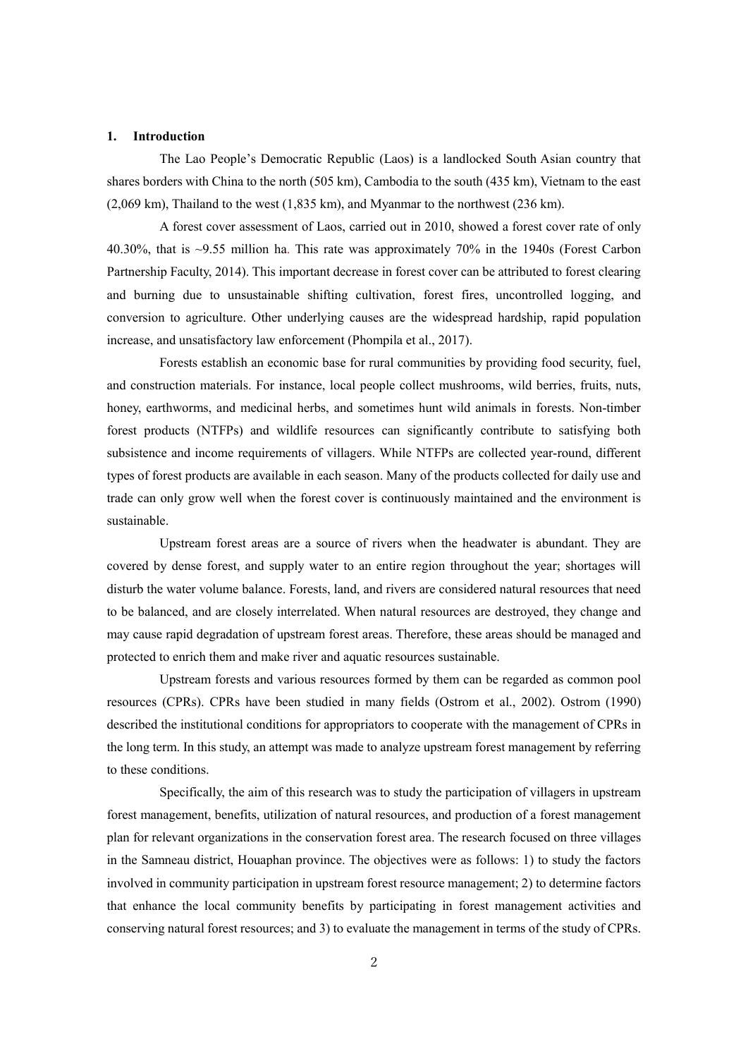## 1. Introduction

The Lao People's Democratic Republic (Laos) is a landlocked South Asian country that shares borders with China to the north (505 km), Cambodia to the south (435 km), Vietnam to the east (2,069 km), Thailand to the west (1,835 km), and Myanmar to the northwest (236 km).

A forest cover assessment of Laos, carried out in 2010, showed a forest cover rate of only 40.30%, that is ~9.55 million ha. This rate was approximately 70% in the 1940s (Forest Carbon Partnership Faculty, 2014). This important decrease in forest cover can be attributed to forest clearing and burning due to unsustainable shifting cultivation, forest fires, uncontrolled logging, and conversion to agriculture. Other underlying causes are the widespread hardship, rapid population increase, and unsatisfactory law enforcement (Phompila et al., 2017).

Forests establish an economic base for rural communities by providing food security, fuel, and construction materials. For instance, local people collect mushrooms, wild berries, fruits, nuts, honey, earthworms, and medicinal herbs, and sometimes hunt wild animals in forests. Non-timber forest products (NTFPs) and wildlife resources can significantly contribute to satisfying both subsistence and income requirements of villagers. While NTFPs are collected year-round, different types of forest products are available in each season. Many of the products collected for daily use and trade can only grow well when the forest cover is continuously maintained and the environment is sustainable.

Upstream forest areas are a source of rivers when the headwater is abundant. They are covered by dense forest, and supply water to an entire region throughout the year; shortages will disturb the water volume balance. Forests, land, and rivers are considered natural resources that need to be balanced, and are closely interrelated. When natural resources are destroyed, they change and may cause rapid degradation of upstream forest areas. Therefore, these areas should be managed and protected to enrich them and make river and aquatic resources sustainable.

Upstream forests and various resources formed by them can be regarded as common pool resources (CPRs). CPRs have been studied in many fields (Ostrom et al., 2002). Ostrom (1990) described the institutional conditions for appropriators to cooperate with the management of CPRs in the long term. In this study, an attempt was made to analyze upstream forest management by referring to these conditions.

Specifically, the aim of this research was to study the participation of villagers in upstream forest management, benefits, utilization of natural resources, and production of a forest management plan for relevant organizations in the conservation forest area. The research focused on three villages in the Samneau district, Houaphan province. The objectives were as follows: 1) to study the factors involved in community participation in upstream forest resource management; 2) to determine factors that enhance the local community benefits by participating in forest management activities and conserving natural forest resources; and 3) to evaluate the management in terms of the study of CPRs.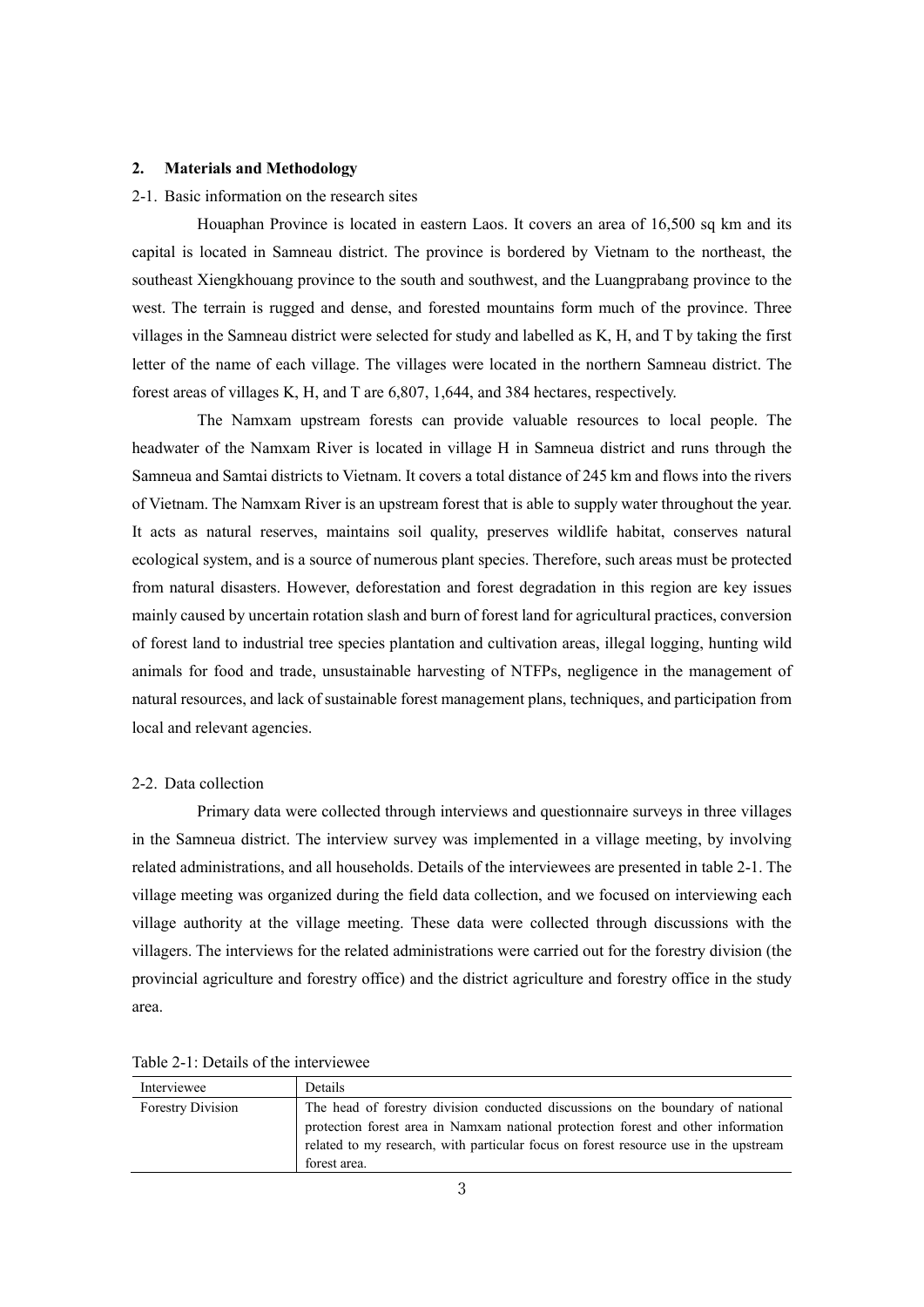## 2. Materials and Methodology

### 2-1. Basic information on the research sites

Houaphan Province is located in eastern Laos. It covers an area of 16,500 sq km and its capital is located in Samneau district. The province is bordered by Vietnam to the northeast, the southeast Xiengkhouang province to the south and southwest, and the Luangprabang province to the west. The terrain is rugged and dense, and forested mountains form much of the province. Three villages in the Samneau district were selected for study and labelled as K, H, and T by taking the first letter of the name of each village. The villages were located in the northern Samneau district. The forest areas of villages K, H, and T are 6,807, 1,644, and 384 hectares, respectively.

The Namxam upstream forests can provide valuable resources to local people. The headwater of the Namxam River is located in village H in Samneua district and runs through the Samneua and Samtai districts to Vietnam. It covers a total distance of 245 km and flows into the rivers of Vietnam. The Namxam River is an upstream forest that is able to supply water throughout the year. It acts as natural reserves, maintains soil quality, preserves wildlife habitat, conserves natural ecological system, and is a source of numerous plant species. Therefore, such areas must be protected from natural disasters. However, deforestation and forest degradation in this region are key issues mainly caused by uncertain rotation slash and burn of forest land for agricultural practices, conversion of forest land to industrial tree species plantation and cultivation areas, illegal logging, hunting wild animals for food and trade, unsustainable harvesting of NTFPs, negligence in the management of natural resources, and lack of sustainable forest management plans, techniques, and participation from local and relevant agencies.

### 2-2. Data collection

Primary data were collected through interviews and questionnaire surveys in three villages in the Samneua district. The interview survey was implemented in a village meeting, by involving related administrations, and all households. Details of the interviewees are presented in table 2-1. The village meeting was organized during the field data collection, and we focused on interviewing each village authority at the village meeting. These data were collected through discussions with the villagers. The interviews for the related administrations were carried out for the forestry division (the provincial agriculture and forestry office) and the district agriculture and forestry office in the study area.

Table 2-1: Details of the interviewee

| Interviewee | Details |
|---|---|
| Forestry Division | The head of forestry division conducted discussions on the boundary of national protection forest area in Namxam national protection forest and other information related to my research, with particular focus on forest resource use in the upstream forest area. |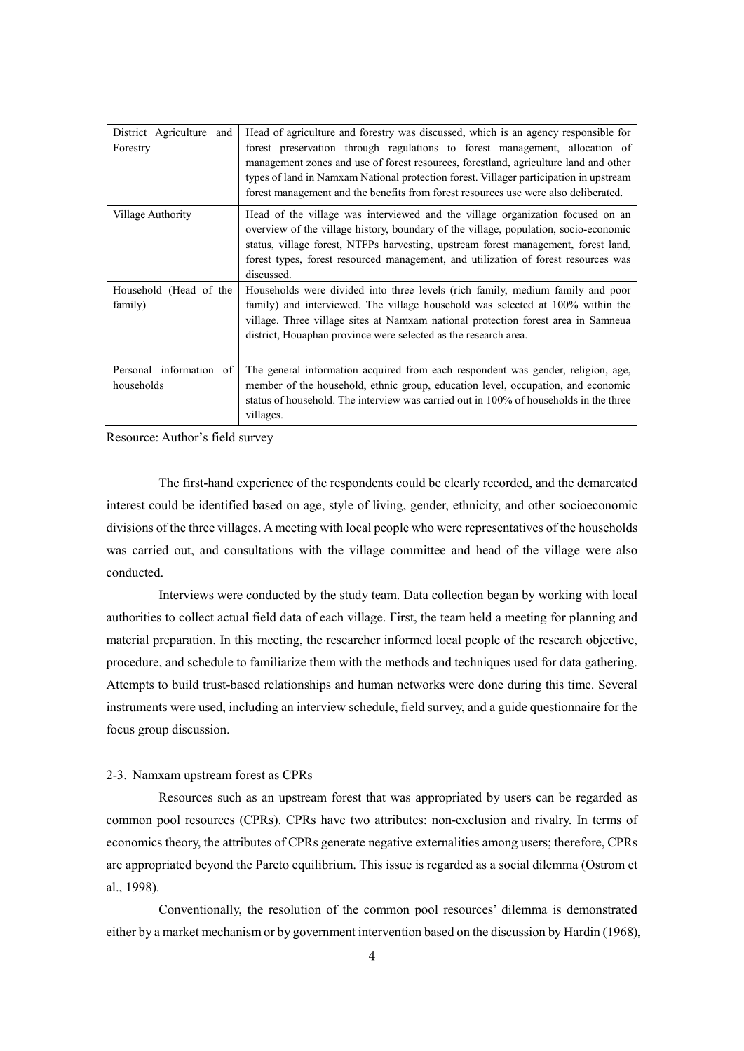| | |
|---|---|
| District Agriculture and Forestry | Head of agriculture and forestry was discussed, which is an agency responsible for forest preservation through regulations to forest management, allocation of management zones and use of forest resources, forestland, agriculture land and other types of land in Namxam National protection forest. Villager participation in upstream forest management and the benefits from forest resources use were also deliberated. |
| Village Authority | Head of the village was interviewed and the village organization focused on an overview of the village history, boundary of the village, population, socio-economic status, village forest, NTFPs harvesting, upstream forest management, forest land, forest types, forest resourced management, and utilization of forest resources was discussed. |
| Household (Head of the family) | Households were divided into three levels (rich family, medium family and poor family) and interviewed. The village household was selected at 100% within the village. Three village sites at Namxam national protection forest area in Samneua district, Houaphan province were selected as the research area. |
| Personal information of households | The general information acquired from each respondent was gender, religion, age, member of the household, ethnic group, education level, occupation, and economic status of household. The interview was carried out in 100% of households in the three villages. |

Resource: Author's field survey

The first-hand experience of the respondents could be clearly recorded, and the demarcated interest could be identified based on age, style of living, gender, ethnicity, and other socioeconomic divisions of the three villages. A meeting with local people who were representatives of the households was carried out, and consultations with the village committee and head of the village were also conducted.

Interviews were conducted by the study team. Data collection began by working with local authorities to collect actual field data of each village. First, the team held a meeting for planning and material preparation. In this meeting, the researcher informed local people of the research objective, procedure, and schedule to familiarize them with the methods and techniques used for data gathering. Attempts to build trust-based relationships and human networks were done during this time. Several instruments were used, including an interview schedule, field survey, and a guide questionnaire for the focus group discussion.

### 2-3. Namxam upstream forest as CPRs

Resources such as an upstream forest that was appropriated by users can be regarded as common pool resources (CPRs). CPRs have two attributes: non-exclusion and rivalry. In terms of economics theory, the attributes of CPRs generate negative externalities among users; therefore, CPRs are appropriated beyond the Pareto equilibrium. This issue is regarded as a social dilemma (Ostrom et al., 1998).

Conventionally, the resolution of the common pool resources' dilemma is demonstrated either by a market mechanism or by government intervention based on the discussion by Hardin (1968),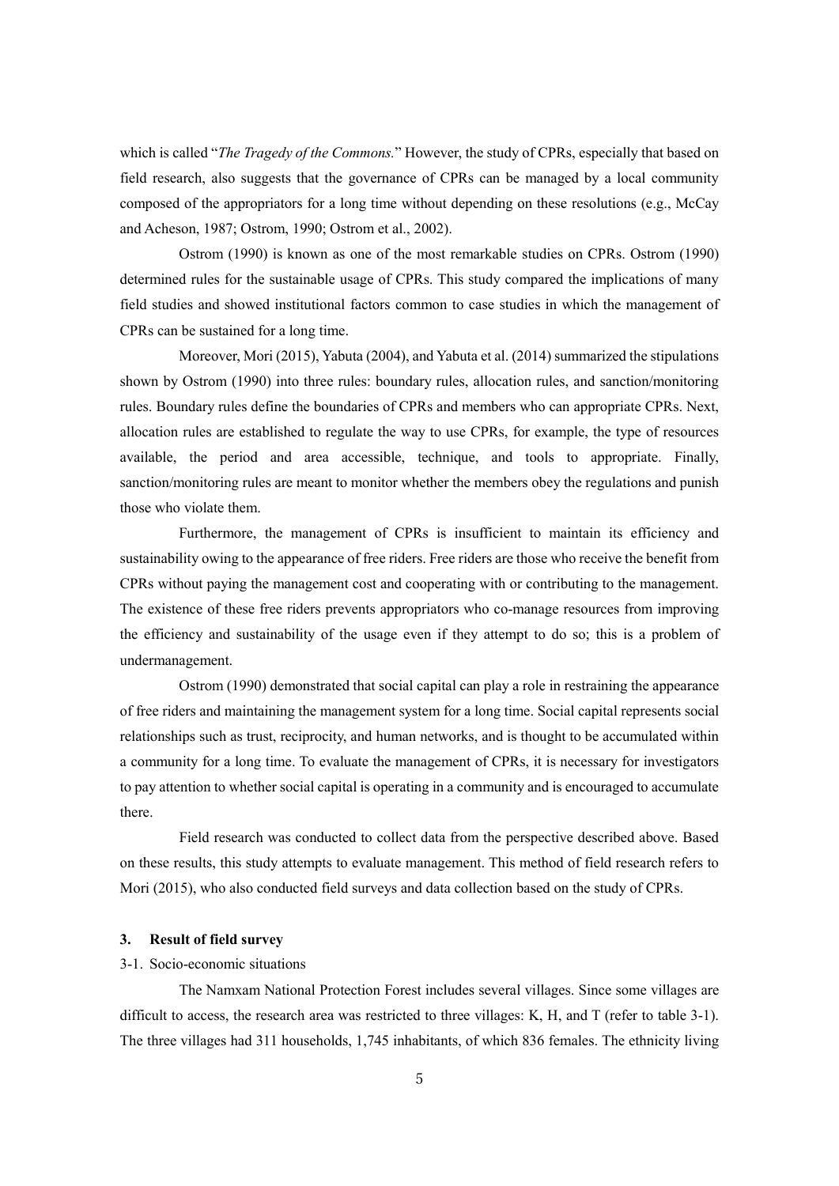which is called "*The Tragedy of the Commons.*" However, the study of CPRs, especially that based on field research, also suggests that the governance of CPRs can be managed by a local community composed of the appropriators for a long time without depending on these resolutions (e.g., McCay and Acheson, 1987; Ostrom, 1990; Ostrom et al., 2002).

Ostrom (1990) is known as one of the most remarkable studies on CPRs. Ostrom (1990) determined rules for the sustainable usage of CPRs. This study compared the implications of many field studies and showed institutional factors common to case studies in which the management of CPRs can be sustained for a long time.

Moreover, Mori (2015), Yabuta (2004), and Yabuta et al. (2014) summarized the stipulations shown by Ostrom (1990) into three rules: boundary rules, allocation rules, and sanction/monitoring rules. Boundary rules define the boundaries of CPRs and members who can appropriate CPRs. Next, allocation rules are established to regulate the way to use CPRs, for example, the type of resources available, the period and area accessible, technique, and tools to appropriate. Finally, sanction/monitoring rules are meant to monitor whether the members obey the regulations and punish those who violate them.

Furthermore, the management of CPRs is insufficient to maintain its efficiency and sustainability owing to the appearance of free riders. Free riders are those who receive the benefit from CPRs without paying the management cost and cooperating with or contributing to the management. The existence of these free riders prevents appropriators who co-manage resources from improving the efficiency and sustainability of the usage even if they attempt to do so; this is a problem of undermanagement.

Ostrom (1990) demonstrated that social capital can play a role in restraining the appearance of free riders and maintaining the management system for a long time. Social capital represents social relationships such as trust, reciprocity, and human networks, and is thought to be accumulated within a community for a long time. To evaluate the management of CPRs, it is necessary for investigators to pay attention to whether social capital is operating in a community and is encouraged to accumulate there.

Field research was conducted to collect data from the perspective described above. Based on these results, this study attempts to evaluate management. This method of field research refers to Mori (2015), who also conducted field surveys and data collection based on the study of CPRs.

## 3. Result of field survey

### 3-1. Socio-economic situations

The Namxam National Protection Forest includes several villages. Since some villages are difficult to access, the research area was restricted to three villages: K, H, and T (refer to table 3-1). The three villages had 311 households, 1,745 inhabitants, of which 836 females. The ethnicity living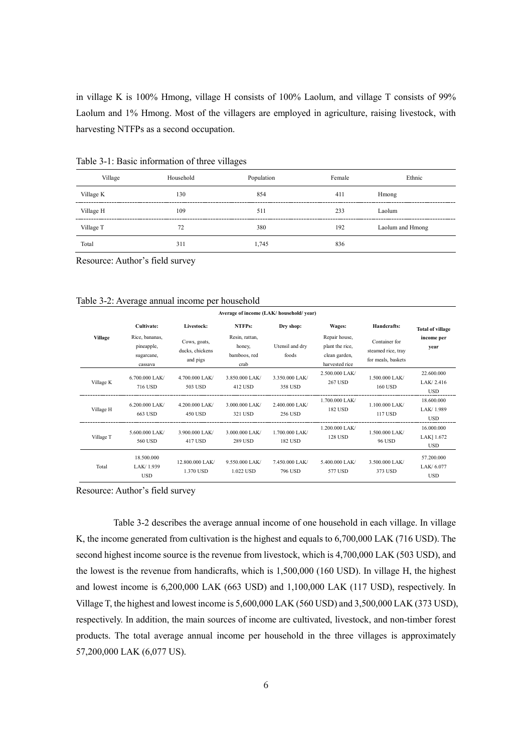in village K is 100% Hmong, village H consists of 100% Laolum, and village T consists of 99% Laolum and 1% Hmong. Most of the villagers are employed in agriculture, raising livestock, with harvesting NTFPs as a second occupation.

Table 3-1: Basic information of three villages

| Village | Household | Population | Female | Ethnic |
|---|---|---|---|---|
| Village K | 130 | 854 | 411 | Hmong |
| Village H | 109 | 511 | 233 | Laolum |
| Village T | 72 | 380 | 192 | Laolum and Hmong |
| Total | 311 | 1,745 | 836 | |

Resource: Author's field survey

Table 3-2: Average annual income per household

| | **Average of income (LAK/ household/ year)** | | | | | | |
|---|---|---|---|---|---|---|---|
| **Village** | **Cultivate:** Rice, bananas, pineapple, sugarcane, cassava | **Livestock:** Cows, goats, ducks, chickens and pigs | **NTFPs:** Resin, rattan, honey, bamboos, red crab | **Dry shop:** Utensil and dry foods | **Wages:** Repair house, plant the rice, clean garden, harvested rice | **Handcrafts:** Container for steamed rice, tray for meals, baskets | **Total of village income per year** |
| Village K | 6.700.000 LAK/ 716 USD | 4.700.000 LAK/ 503 USD | 3.850.000 LAK/ 412 USD | 3.350.000 LAK/ 358 USD | 2.500.000 LAK/ 267 USD | 1.500.000 LAK/ 160 USD | 22.600.000 LAK/ 2.416 USD |
| Village H | 6.200.000 LAK/ 663 USD | 4.200.000 LAK/ 450 USD | 3.000.000 LAK/ 321 USD | 2.400.000 LAK/ 256 USD | 1.700.000 LAK/ 182 USD | 1.100.000 LAK/ 117 USD | 18.600.000 LAK/ 1.989 USD |
| Village T | 5.600.000 LAK/ 560 USD | 3.900.000 LAK/ 417 USD | 3.000.000 LAK/ 289 USD | 1.700.000 LAK/ 182 USD | 1.200.000 LAK/ 128 USD | 1.500.000 LAK/ 96 USD | 16.000.000 LAK] 1.672 USD |
| Total | 18.500.000 LAK/ 1.939 USD | 12.800.000 LAK/ 1.370 USD | 9.550.000 LAK/ 1.022 USD | 7.450.000 LAK/ 796 USD | 5.400.000 LAK/ 577 USD | 3.500.000 LAK/ 373 USD | 57.200.000 LAK/ 6.077 USD |

Resource: Author's field survey

Table 3-2 describes the average annual income of one household in each village. In village K, the income generated from cultivation is the highest and equals to 6,700,000 LAK (716 USD). The second highest income source is the revenue from livestock, which is 4,700,000 LAK (503 USD), and the lowest is the revenue from handicrafts, which is 1,500,000 (160 USD). In village H, the highest and lowest income is 6,200,000 LAK (663 USD) and 1,100,000 LAK (117 USD), respectively. In Village T, the highest and lowest income is 5,600,000 LAK (560 USD) and 3,500,000 LAK (373 USD), respectively. In addition, the main sources of income are cultivated, livestock, and non-timber forest products. The total average annual income per household in the three villages is approximately 57,200,000 LAK (6,077 US).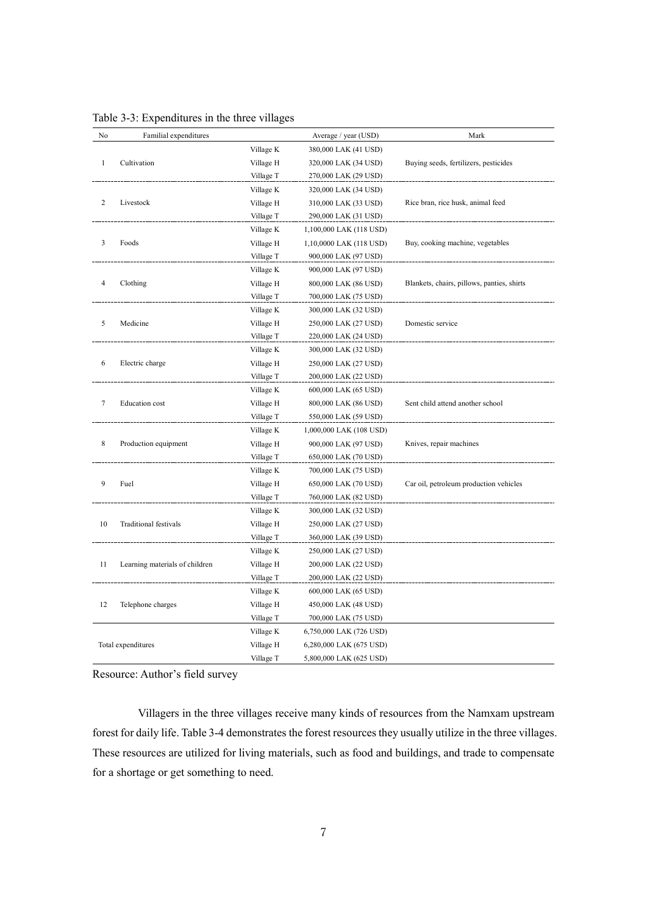Table 3-3: Expenditures in the three villages

| No | Familial expenditures | | Average / year (USD) | Mark |
|---|---|---|---|---|
| 1 | Cultivation | Village K | 380,000 LAK (41 USD) | Buying seeds, fertilizers, pesticides |
| | | Village H | 320,000 LAK (34 USD) | |
| | | Village T | 270,000 LAK (29 USD) | |
| 2 | Livestock | Village K | 320,000 LAK (34 USD) | Rice bran, rice husk, animal feed |
| | | Village H | 310,000 LAK (33 USD) | |
| | | Village T | 290,000 LAK (31 USD) | |
| 3 | Foods | Village K | 1,100,000 LAK (118 USD) | Buy, cooking machine, vegetables |
| | | Village H | 1,10,0000 LAK (118 USD) | |
| | | Village T | 900,000 LAK (97 USD) | |
| 4 | Clothing | Village K | 900,000 LAK (97 USD) | Blankets, chairs, pillows, panties, shirts |
| | | Village H | 800,000 LAK (86 USD) | |
| | | Village T | 700,000 LAK (75 USD) | |
| 5 | Medicine | Village K | 300,000 LAK (32 USD) | Domestic service |
| | | Village H | 250,000 LAK (27 USD) | |
| | | Village T | 220,000 LAK (24 USD) | |
| 6 | Electric charge | Village K | 300,000 LAK (32 USD) | |
| | | Village H | 250,000 LAK (27 USD) | |
| | | Village T | 200,000 LAK (22 USD) | |
| 7 | Education cost | Village K | 600,000 LAK (65 USD) | Sent child attend another school |
| | | Village H | 800,000 LAK (86 USD) | |
| | | Village T | 550,000 LAK (59 USD) | |
| 8 | Production equipment | Village K | 1,000,000 LAK (108 USD) | Knives, repair machines |
| | | Village H | 900,000 LAK (97 USD) | |
| | | Village T | 650,000 LAK (70 USD) | |
| 9 | Fuel | Village K | 700,000 LAK (75 USD) | Car oil, petroleum production vehicles |
| | | Village H | 650,000 LAK (70 USD) | |
| | | Village T | 760,000 LAK (82 USD) | |
| 10 | Traditional festivals | Village K | 300,000 LAK (32 USD) | |
| | | Village H | 250,000 LAK (27 USD) | |
| | | Village T | 360,000 LAK (39 USD) | |
| 11 | Learning materials of children | Village K | 250,000 LAK (27 USD) | |
| | | Village H | 200,000 LAK (22 USD) | |
| | | Village T | 200,000 LAK (22 USD) | |
| 12 | Telephone charges | Village K | 600,000 LAK (65 USD) | |
| | | Village H | 450,000 LAK (48 USD) | |
| | | Village T | 700,000 LAK (75 USD) | |
| Total expenditures | | Village K | 6,750,000 LAK (726 USD) | |
| | | Village H | 6,280,000 LAK (675 USD) | |
| | | Village T | 5,800,000 LAK (625 USD) | |

Resource: Author's field survey

Villagers in the three villages receive many kinds of resources from the Namxam upstream forest for daily life. Table 3-4 demonstrates the forest resources they usually utilize in the three villages. These resources are utilized for living materials, such as food and buildings, and trade to compensate for a shortage or get something to need.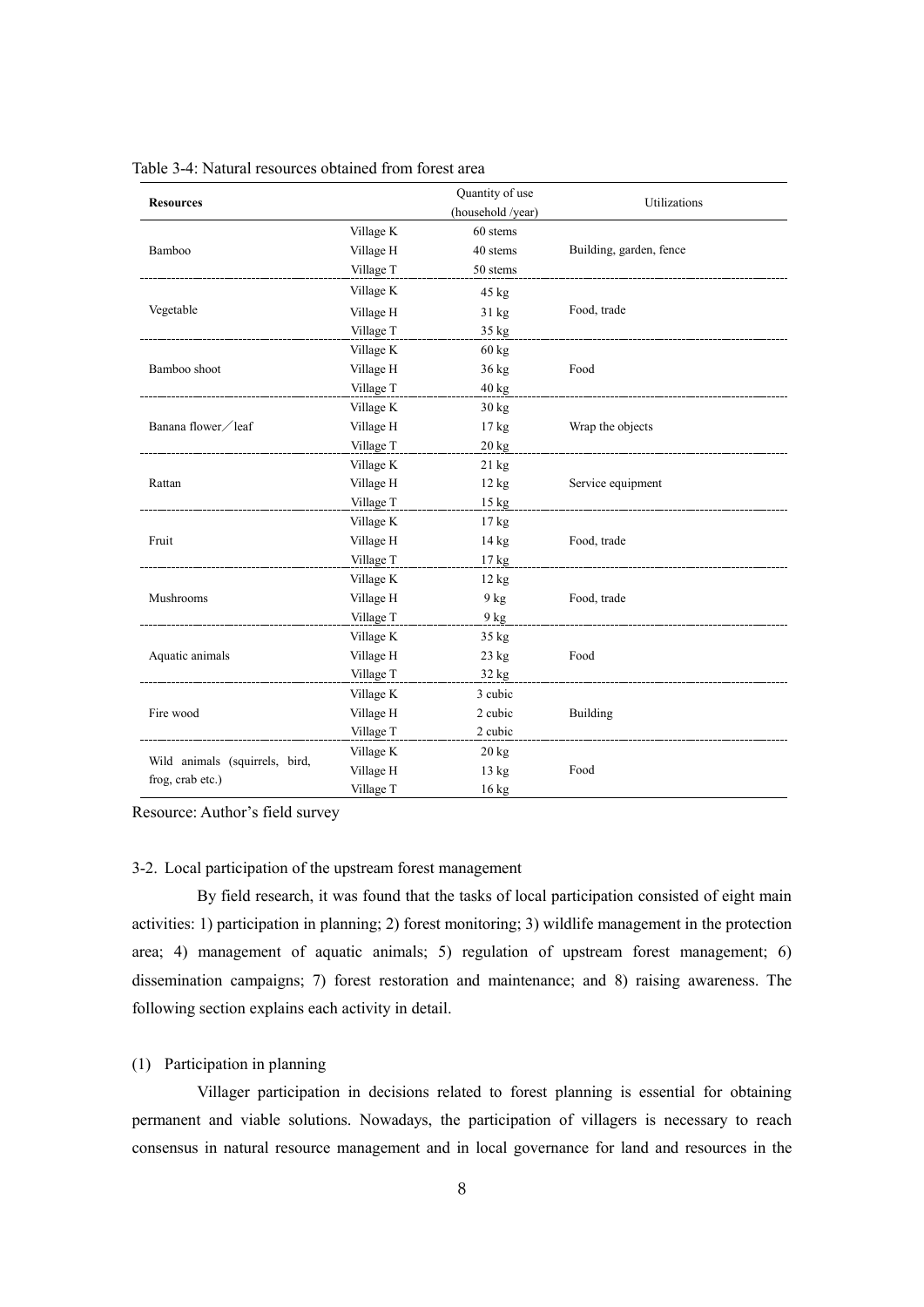Table 3-4: Natural resources obtained from forest area

| Resources | | Quantity of use (household /year) | Utilizations |
|---|---|---|---|
| Bamboo | Village K | 60 stems | Building, garden, fence |
| | Village H | 40 stems | |
| | Village T | 50 stems | |
| Vegetable | Village K | 45 kg | Food, trade |
| | Village H | 31 kg | |
| | Village T | 35 kg | |
| Bamboo shoot | Village K | 60 kg | Food |
| | Village H | 36 kg | |
| | Village T | 40 kg | |
| Banana flower／leaf | Village K | 30 kg | Wrap the objects |
| | Village H | 17 kg | |
| | Village T | 20 kg | |
| Rattan | Village K | 21 kg | Service equipment |
| | Village H | 12 kg | |
| | Village T | 15 kg | |
| Fruit | Village K | 17 kg | Food, trade |
| | Village H | 14 kg | |
| | Village T | 17 kg | |
| Mushrooms | Village K | 12 kg | Food, trade |
| | Village H | 9 kg | |
| | Village T | 9 kg | |
| Aquatic animals | Village K | 35 kg | Food |
| | Village H | 23 kg | |
| | Village T | 32 kg | |
| Fire wood | Village K | 3 cubic | Building |
| | Village H | 2 cubic | |
| | Village T | 2 cubic | |
| Wild animals (squirrels, bird, frog, crab etc.) | Village K | 20 kg | Food |
| | Village H | 13 kg | |
| | Village T | 16 kg | |

Resource: Author's field survey

### 3-2. Local participation of the upstream forest management

By field research, it was found that the tasks of local participation consisted of eight main activities: 1) participation in planning; 2) forest monitoring; 3) wildlife management in the protection area; 4) management of aquatic animals; 5) regulation of upstream forest management; 6) dissemination campaigns; 7) forest restoration and maintenance; and 8) raising awareness. The following section explains each activity in detail.

#### (1) Participation in planning

Villager participation in decisions related to forest planning is essential for obtaining permanent and viable solutions. Nowadays, the participation of villagers is necessary to reach consensus in natural resource management and in local governance for land and resources in the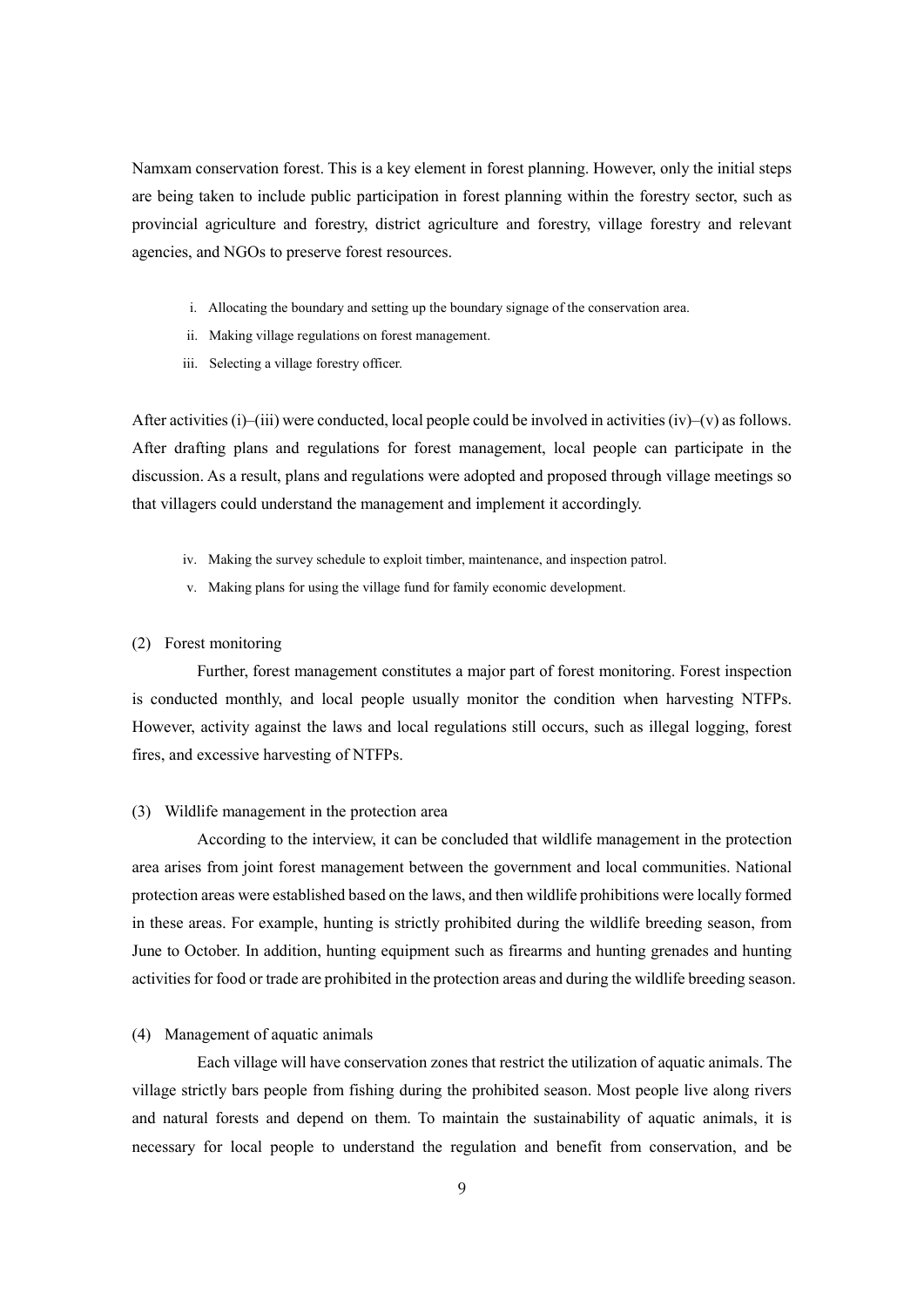Namxam conservation forest. This is a key element in forest planning. However, only the initial steps are being taken to include public participation in forest planning within the forestry sector, such as provincial agriculture and forestry, district agriculture and forestry, village forestry and relevant agencies, and NGOs to preserve forest resources.

i. Allocating the boundary and setting up the boundary signage of the conservation area.
ii. Making village regulations on forest management.
iii. Selecting a village forestry officer.

After activities (i)–(iii) were conducted, local people could be involved in activities (iv)–(v) as follows. After drafting plans and regulations for forest management, local people can participate in the discussion. As a result, plans and regulations were adopted and proposed through village meetings so that villagers could understand the management and implement it accordingly.

iv. Making the survey schedule to exploit timber, maintenance, and inspection patrol.
v. Making plans for using the village fund for family economic development.

(2) Forest monitoring

Further, forest management constitutes a major part of forest monitoring. Forest inspection is conducted monthly, and local people usually monitor the condition when harvesting NTFPs. However, activity against the laws and local regulations still occurs, such as illegal logging, forest fires, and excessive harvesting of NTFPs.

(3) Wildlife management in the protection area

According to the interview, it can be concluded that wildlife management in the protection area arises from joint forest management between the government and local communities. National protection areas were established based on the laws, and then wildlife prohibitions were locally formed in these areas. For example, hunting is strictly prohibited during the wildlife breeding season, from June to October. In addition, hunting equipment such as firearms and hunting grenades and hunting activities for food or trade are prohibited in the protection areas and during the wildlife breeding season.

(4) Management of aquatic animals

Each village will have conservation zones that restrict the utilization of aquatic animals. The village strictly bars people from fishing during the prohibited season. Most people live along rivers and natural forests and depend on them. To maintain the sustainability of aquatic animals, it is necessary for local people to understand the regulation and benefit from conservation, and be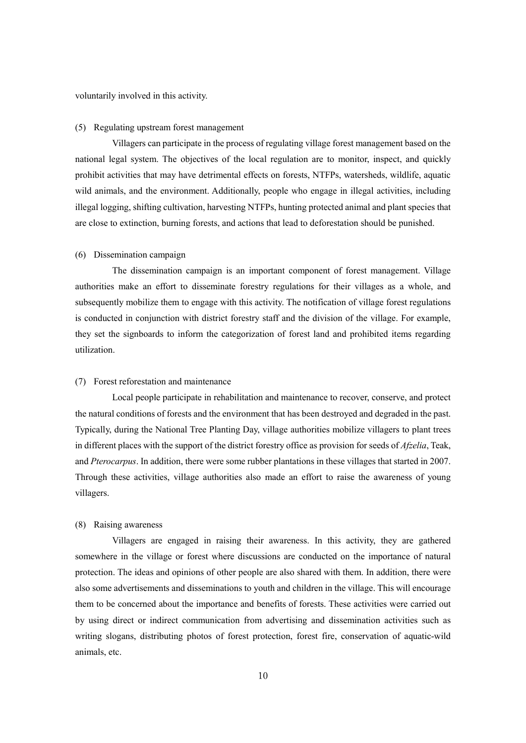voluntarily involved in this activity.

(5) Regulating upstream forest management

Villagers can participate in the process of regulating village forest management based on the national legal system. The objectives of the local regulation are to monitor, inspect, and quickly prohibit activities that may have detrimental effects on forests, NTFPs, watersheds, wildlife, aquatic wild animals, and the environment. Additionally, people who engage in illegal activities, including illegal logging, shifting cultivation, harvesting NTFPs, hunting protected animal and plant species that are close to extinction, burning forests, and actions that lead to deforestation should be punished.

(6) Dissemination campaign

The dissemination campaign is an important component of forest management. Village authorities make an effort to disseminate forestry regulations for their villages as a whole, and subsequently mobilize them to engage with this activity. The notification of village forest regulations is conducted in conjunction with district forestry staff and the division of the village. For example, they set the signboards to inform the categorization of forest land and prohibited items regarding utilization.

(7) Forest reforestation and maintenance

Local people participate in rehabilitation and maintenance to recover, conserve, and protect the natural conditions of forests and the environment that has been destroyed and degraded in the past. Typically, during the National Tree Planting Day, village authorities mobilize villagers to plant trees in different places with the support of the district forestry office as provision for seeds of *Afzelia*, Teak, and *Pterocarpus*. In addition, there were some rubber plantations in these villages that started in 2007. Through these activities, village authorities also made an effort to raise the awareness of young villagers.

(8) Raising awareness

Villagers are engaged in raising their awareness. In this activity, they are gathered somewhere in the village or forest where discussions are conducted on the importance of natural protection. The ideas and opinions of other people are also shared with them. In addition, there were also some advertisements and disseminations to youth and children in the village. This will encourage them to be concerned about the importance and benefits of forests. These activities were carried out by using direct or indirect communication from advertising and dissemination activities such as writing slogans, distributing photos of forest protection, forest fire, conservation of aquatic-wild animals, etc.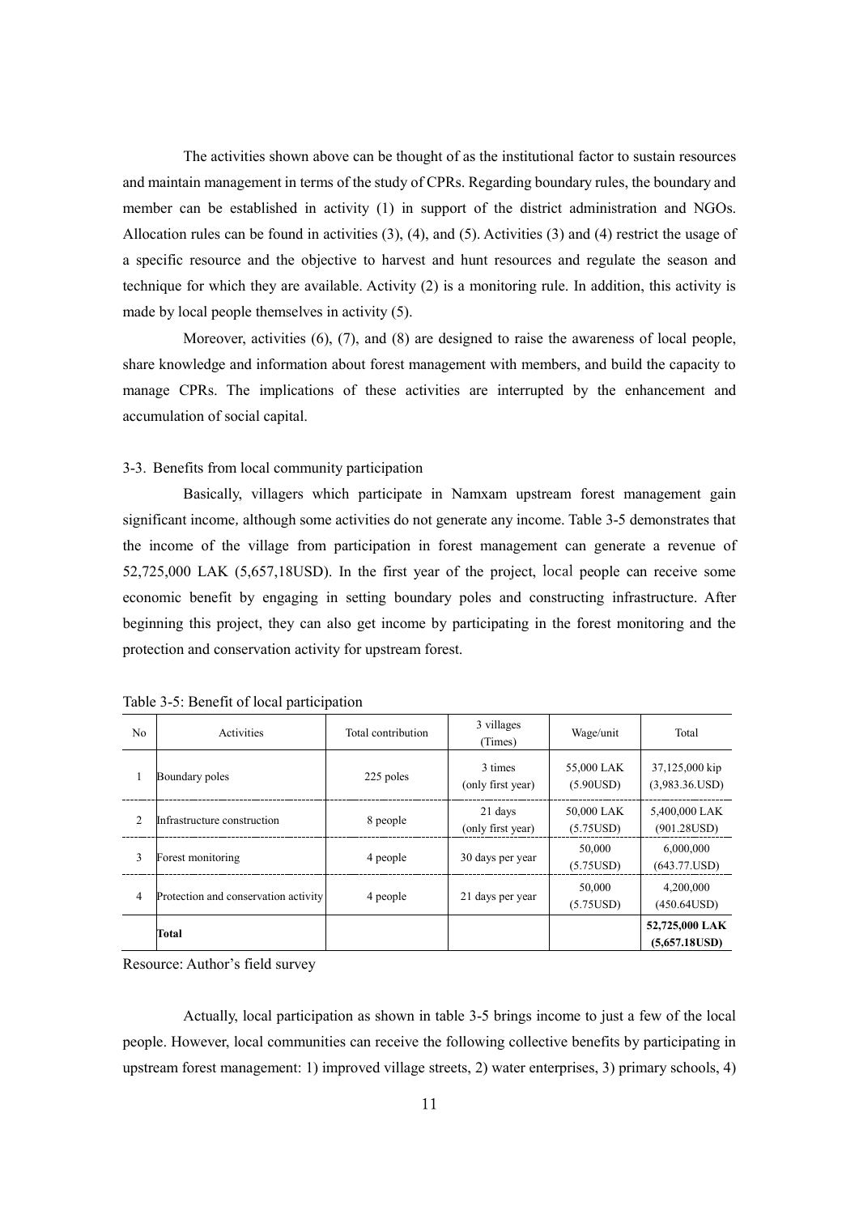The activities shown above can be thought of as the institutional factor to sustain resources and maintain management in terms of the study of CPRs. Regarding boundary rules, the boundary and member can be established in activity (1) in support of the district administration and NGOs. Allocation rules can be found in activities (3), (4), and (5). Activities (3) and (4) restrict the usage of a specific resource and the objective to harvest and hunt resources and regulate the season and technique for which they are available. Activity (2) is a monitoring rule. In addition, this activity is made by local people themselves in activity (5).

Moreover, activities (6), (7), and (8) are designed to raise the awareness of local people, share knowledge and information about forest management with members, and build the capacity to manage CPRs. The implications of these activities are interrupted by the enhancement and accumulation of social capital.

### 3-3. Benefits from local community participation

Basically, villagers which participate in Namxam upstream forest management gain significant income, although some activities do not generate any income. Table 3-5 demonstrates that the income of the village from participation in forest management can generate a revenue of 52,725,000 LAK (5,657,18USD). In the first year of the project, local people can receive some economic benefit by engaging in setting boundary poles and constructing infrastructure. After beginning this project, they can also get income by participating in the forest monitoring and the protection and conservation activity for upstream forest.

Table 3-5: Benefit of local participation

| No | Activities | Total contribution | 3 villages (Times) | Wage/unit | Total |
|---|---|---|---|---|---|
| 1 | Boundary poles | 225 poles | 3 times (only first year) | 55,000 LAK (5.90USD) | 37,125,000 kip (3,983.36.USD) |
| 2 | Infrastructure construction | 8 people | 21 days (only first year) | 50,000 LAK (5.75USD) | 5,400,000 LAK (901.28USD) |
| 3 | Forest monitoring | 4 people | 30 days per year | 50,000 (5.75USD) | 6,000,000 (643.77.USD) |
| 4 | Protection and conservation activity | 4 people | 21 days per year | 50,000 (5.75USD) | 4,200,000 (450.64USD) |
| | **Total** | | | | **52,725,000 LAK (5,657.18USD)** |

Resource: Author's field survey

Actually, local participation as shown in table 3-5 brings income to just a few of the local people. However, local communities can receive the following collective benefits by participating in upstream forest management: 1) improved village streets, 2) water enterprises, 3) primary schools, 4)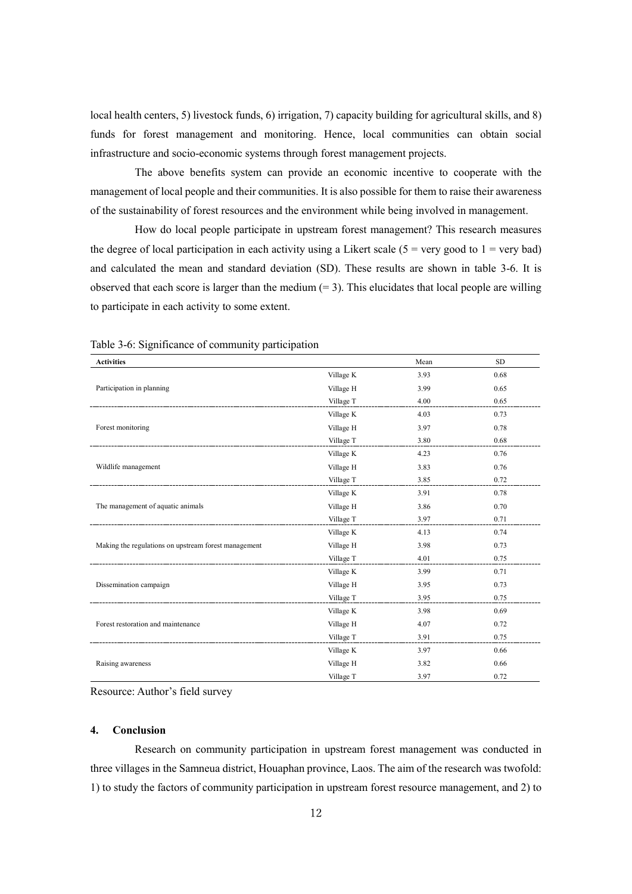local health centers, 5) livestock funds, 6) irrigation, 7) capacity building for agricultural skills, and 8) funds for forest management and monitoring. Hence, local communities can obtain social infrastructure and socio-economic systems through forest management projects.

The above benefits system can provide an economic incentive to cooperate with the management of local people and their communities. It is also possible for them to raise their awareness of the sustainability of forest resources and the environment while being involved in management.

How do local people participate in upstream forest management? This research measures the degree of local participation in each activity using a Likert scale (5 = very good to 1 = very bad) and calculated the mean and standard deviation (SD). These results are shown in table 3-6. It is observed that each score is larger than the medium (= 3). This elucidates that local people are willing to participate in each activity to some extent.

Table 3-6: Significance of community participation

| Activities | | Mean | SD |
|---|---|---|---|
| Participation in planning | Village K | 3.93 | 0.68 |
| | Village H | 3.99 | 0.65 |
| | Village T | 4.00 | 0.65 |
| Forest monitoring | Village K | 4.03 | 0.73 |
| | Village H | 3.97 | 0.78 |
| | Village T | 3.80 | 0.68 |
| Wildlife management | Village K | 4.23 | 0.76 |
| | Village H | 3.83 | 0.76 |
| | Village T | 3.85 | 0.72 |
| The management of aquatic animals | Village K | 3.91 | 0.78 |
| | Village H | 3.86 | 0.70 |
| | Village T | 3.97 | 0.71 |
| Making the regulations on upstream forest management | Village K | 4.13 | 0.74 |
| | Village H | 3.98 | 0.73 |
| | Village T | 4.01 | 0.75 |
| Dissemination campaign | Village K | 3.99 | 0.71 |
| | Village H | 3.95 | 0.73 |
| | Village T | 3.95 | 0.75 |
| Forest restoration and maintenance | Village K | 3.98 | 0.69 |
| | Village H | 4.07 | 0.72 |
| | Village T | 3.91 | 0.75 |
| Raising awareness | Village K | 3.97 | 0.66 |
| | Village H | 3.82 | 0.66 |
| | Village T | 3.97 | 0.72 |

Resource: Author's field survey

## 4. Conclusion

Research on community participation in upstream forest management was conducted in three villages in the Samneua district, Houaphan province, Laos. The aim of the research was twofold: 1) to study the factors of community participation in upstream forest resource management, and 2) to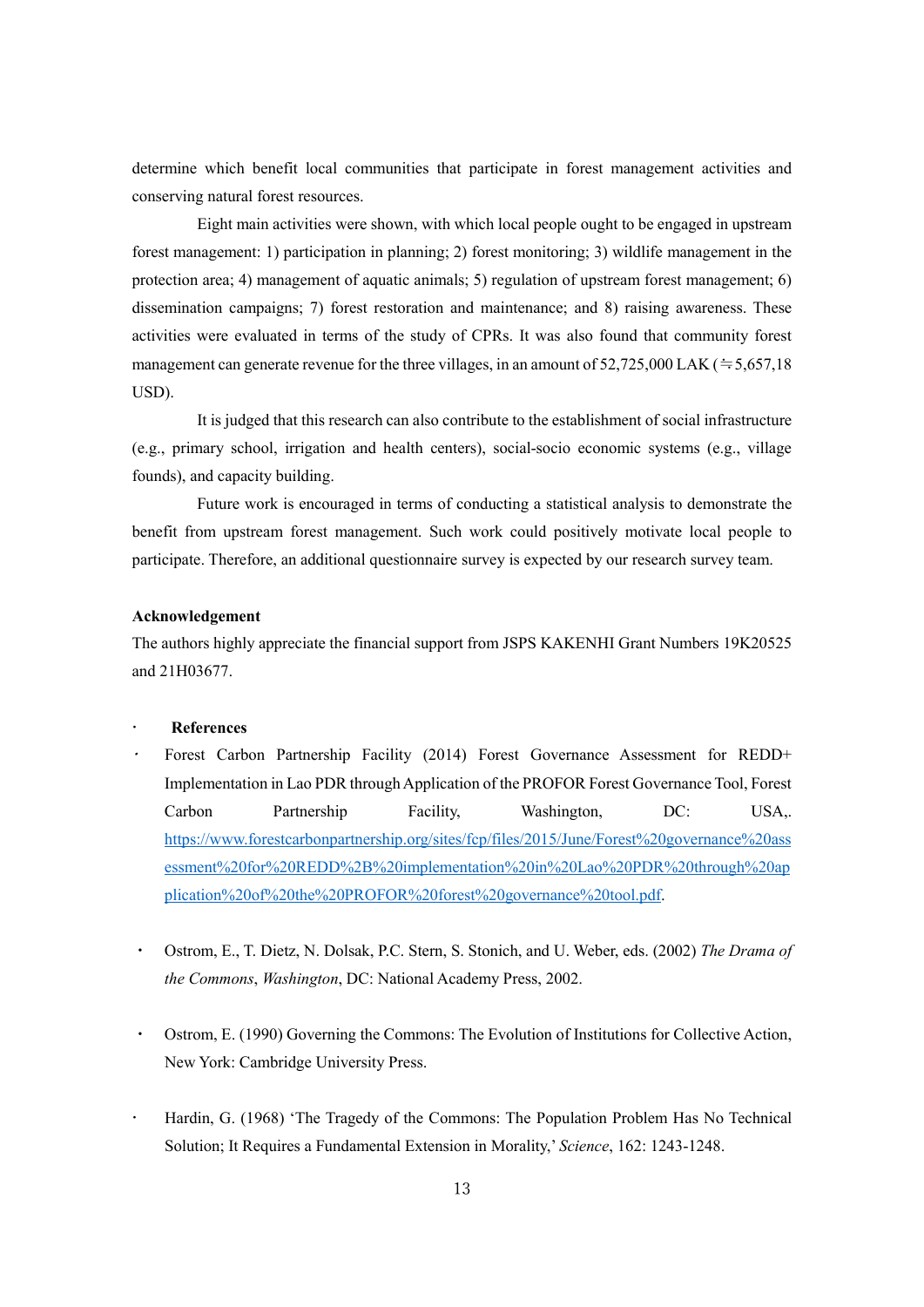determine which benefit local communities that participate in forest management activities and conserving natural forest resources.

Eight main activities were shown, with which local people ought to be engaged in upstream forest management: 1) participation in planning; 2) forest monitoring; 3) wildlife management in the protection area; 4) management of aquatic animals; 5) regulation of upstream forest management; 6) dissemination campaigns; 7) forest restoration and maintenance; and 8) raising awareness. These activities were evaluated in terms of the study of CPRs. It was also found that community forest management can generate revenue for the three villages, in an amount of 52,725,000 LAK (≒5,657,18 USD).

It is judged that this research can also contribute to the establishment of social infrastructure (e.g., primary school, irrigation and health centers), social-socio economic systems (e.g., village founds), and capacity building.

Future work is encouraged in terms of conducting a statistical analysis to demonstrate the benefit from upstream forest management. Such work could positively motivate local people to participate. Therefore, an additional questionnaire survey is expected by our research survey team.

**Acknowledgement**

The authors highly appreciate the financial support from JSPS KAKENHI Grant Numbers 19K20525 and 21H03677.

**References**

- Forest Carbon Partnership Facility (2014) Forest Governance Assessment for REDD+ Implementation in Lao PDR through Application of the PROFOR Forest Governance Tool, Forest Carbon Partnership Facility, Washington, DC: USA,. https://www.forestcarbonpartnership.org/sites/fcp/files/2015/June/Forest%20governance%20assessment%20for%20REDD%2B%20implementation%20in%20Lao%20PDR%20through%20application%20of%20the%20PROFOR%20forest%20governance%20tool.pdf.

- Ostrom, E., T. Dietz, N. Dolsak, P.C. Stern, S. Stonich, and U. Weber, eds. (2002) *The Drama of the Commons*, *Washington*, DC: National Academy Press, 2002.

- Ostrom, E. (1990) Governing the Commons: The Evolution of Institutions for Collective Action, New York: Cambridge University Press.

- Hardin, G. (1968) 'The Tragedy of the Commons: The Population Problem Has No Technical Solution; It Requires a Fundamental Extension in Morality,' *Science*, 162: 1243-1248.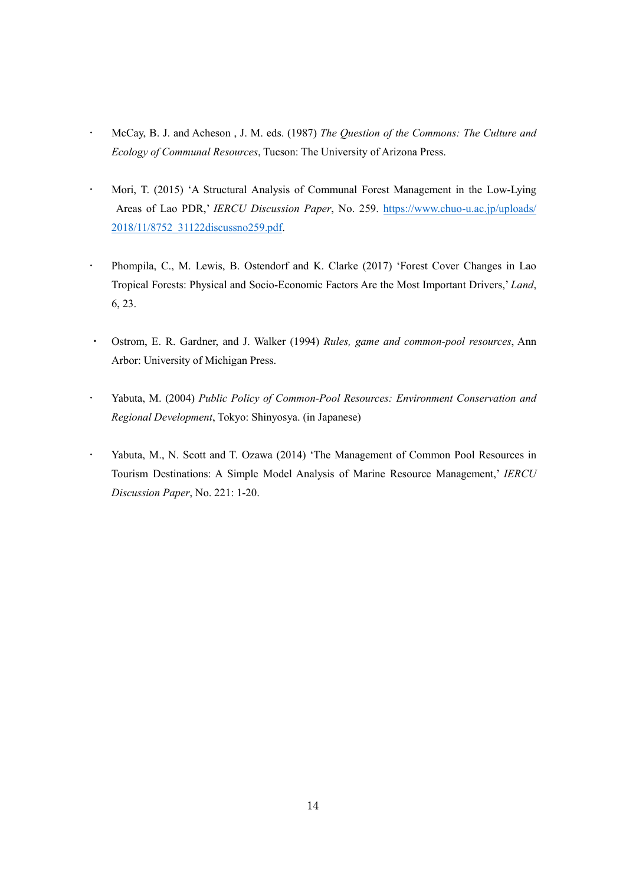- McCay, B. J. and Acheson , J. M. eds. (1987) *The Question of the Commons: The Culture and Ecology of Communal Resources*, Tucson: The University of Arizona Press.

- Mori, T. (2015) 'A Structural Analysis of Communal Forest Management in the Low-Lying Areas of Lao PDR,' *IERCU Discussion Paper*, No. 259. https://www.chuo-u.ac.jp/uploads/2018/11/8752_31122discussno259.pdf.

- Phompila, C., M. Lewis, B. Ostendorf and K. Clarke (2017) 'Forest Cover Changes in Lao Tropical Forests: Physical and Socio-Economic Factors Are the Most Important Drivers,' *Land*, 6, 23.

- Ostrom, E. R. Gardner, and J. Walker (1994) *Rules, game and common-pool resources*, Ann Arbor: University of Michigan Press.

- Yabuta, M. (2004) *Public Policy of Common-Pool Resources: Environment Conservation and Regional Development*, Tokyo: Shinyosya. (in Japanese)

- Yabuta, M., N. Scott and T. Ozawa (2014) 'The Management of Common Pool Resources in Tourism Destinations: A Simple Model Analysis of Marine Resource Management,' *IERCU Discussion Paper*, No. 221: 1-20.